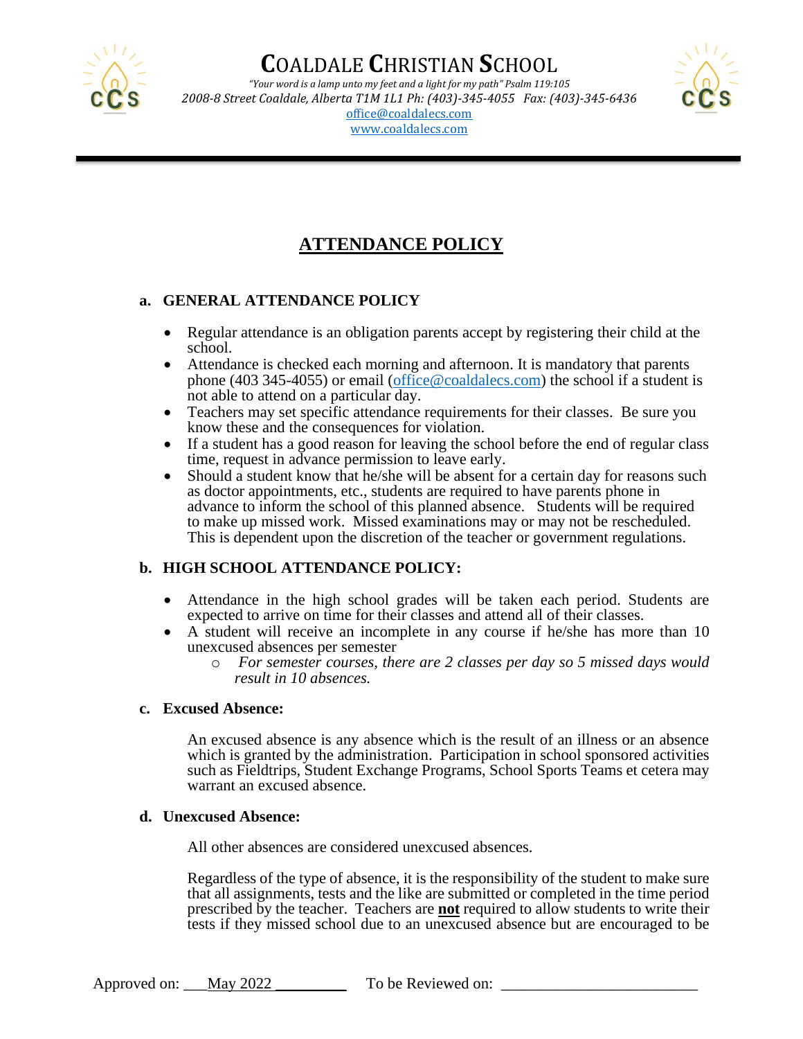# Coaldale Christian School

*"Your word is a lamp unto my feet and a light for my path" Psalm 119:105*

*2008-8 Street Coaldale, Alberta T1M 1L1 Ph: (403)-345-4055 Fax: (403)-345-6436*

office@coaldalecs.com

www.coaldalecs.com

---

## ATTENDANCE POLICY

### a. GENERAL ATTENDANCE POLICY

- Regular attendance is an obligation parents accept by registering their child at the school.
- Attendance is checked each morning and afternoon. It is mandatory that parents phone (403 345-4055) or email (office@coaldalecs.com) the school if a student is not able to attend on a particular day.
- Teachers may set specific attendance requirements for their classes. Be sure you know these and the consequences for violation.
- If a student has a good reason for leaving the school before the end of regular class time, request in advance permission to leave early.
- Should a student know that he/she will be absent for a certain day for reasons such as doctor appointments, etc., students are required to have parents phone in advance to inform the school of this planned absence. Students will be required to make up missed work. Missed examinations may or may not be rescheduled. This is dependent upon the discretion of the teacher or government regulations.

### b. HIGH SCHOOL ATTENDANCE POLICY:

- Attendance in the high school grades will be taken each period. Students are expected to arrive on time for their classes and attend all of their classes.
- A student will receive an incomplete in any course if he/she has more than 10 unexcused absences per semester
  - *For semester courses, there are 2 classes per day so 5 missed days would result in 10 absences.*

### c. Excused Absence:

An excused absence is any absence which is the result of an illness or an absence which is granted by the administration. Participation in school sponsored activities such as Fieldtrips, Student Exchange Programs, School Sports Teams et cetera may warrant an excused absence.

### d. Unexcused Absence:

All other absences are considered unexcused absences.

Regardless of the type of absence, it is the responsibility of the student to make sure that all assignments, tests and the like are submitted or completed in the time period prescribed by the teacher. Teachers are **not** required to allow students to write their tests if they missed school due to an unexcused absence but are encouraged to be

Approved on: ___May 2022 _________ To be Reviewed on: ________________________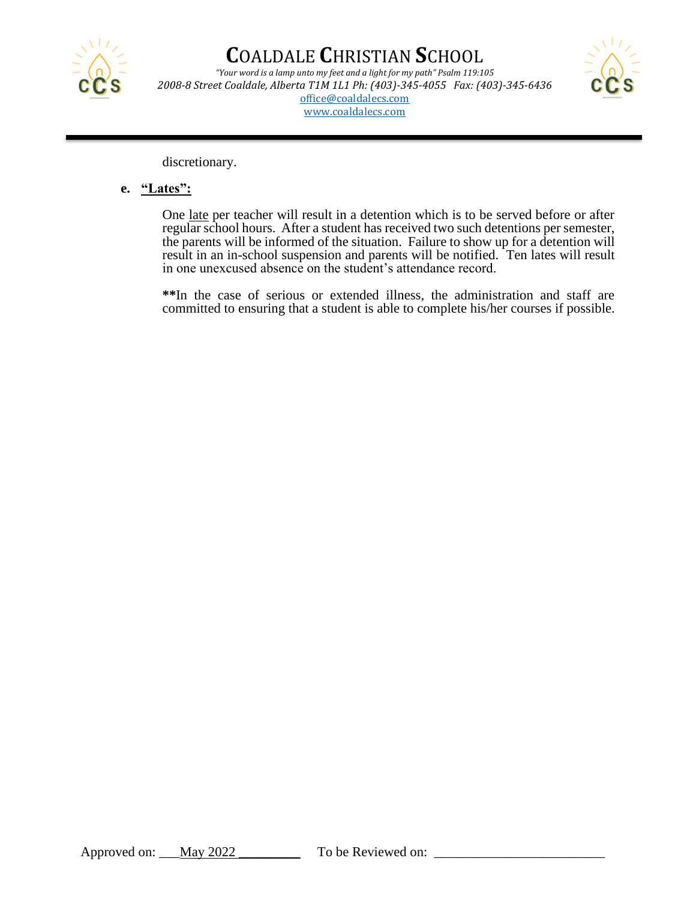discretionary.

**e. "Lates":**

One late per teacher will result in a detention which is to be served before or after regular school hours. After a student has received two such detentions per semester, the parents will be informed of the situation. Failure to show up for a detention will result in an in-school suspension and parents will be notified. Ten lates will result in one unexcused absence on the student's attendance record.

**\*\***In the case of serious or extended illness, the administration and staff are committed to ensuring that a student is able to complete his/her courses if possible.

Approved on: May 2022 To be Reviewed on: ________________________